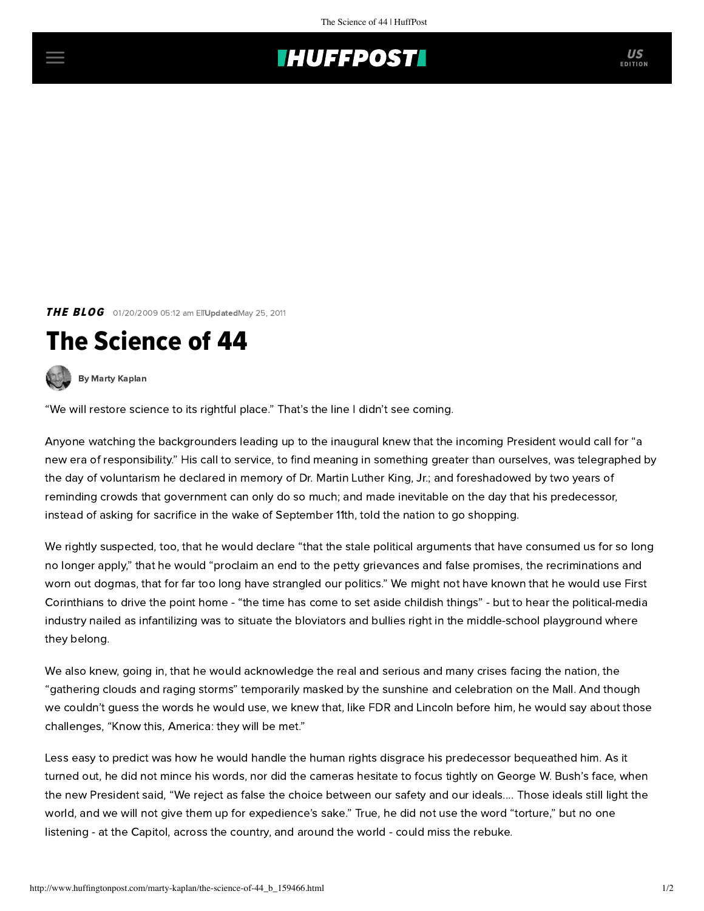**THE BLOG** 01/20/2009 05:12 am ET **Updated** May 25, 2011

# The Science of 44

By Marty Kaplan

"We will restore science to its rightful place." That's the line I didn't see coming.

Anyone watching the backgrounders leading up to the inaugural knew that the incoming President would call for "a new era of responsibility." His call to service, to find meaning in something greater than ourselves, was telegraphed by the day of voluntarism he declared in memory of Dr. Martin Luther King, Jr.; and foreshadowed by two years of reminding crowds that government can only do so much; and made inevitable on the day that his predecessor, instead of asking for sacrifice in the wake of September 11th, told the nation to go shopping.

We rightly suspected, too, that he would declare "that the stale political arguments that have consumed us for so long no longer apply," that he would "proclaim an end to the petty grievances and false promises, the recriminations and worn out dogmas, that for far too long have strangled our politics." We might not have known that he would use First Corinthians to drive the point home - "the time has come to set aside childish things" - but to hear the political-media industry nailed as infantilizing was to situate the bloviators and bullies right in the middle-school playground where they belong.

We also knew, going in, that he would acknowledge the real and serious and many crises facing the nation, the "gathering clouds and raging storms" temporarily masked by the sunshine and celebration on the Mall. And though we couldn't guess the words he would use, we knew that, like FDR and Lincoln before him, he would say about those challenges, "Know this, America: they will be met."

Less easy to predict was how he would handle the human rights disgrace his predecessor bequeathed him. As it turned out, he did not mince his words, nor did the cameras hesitate to focus tightly on George W. Bush's face, when the new President said, "We reject as false the choice between our safety and our ideals.... Those ideals still light the world, and we will not give them up for expedience's sake." True, he did not use the word "torture," but no one listening - at the Capitol, across the country, and around the world - could miss the rebuke.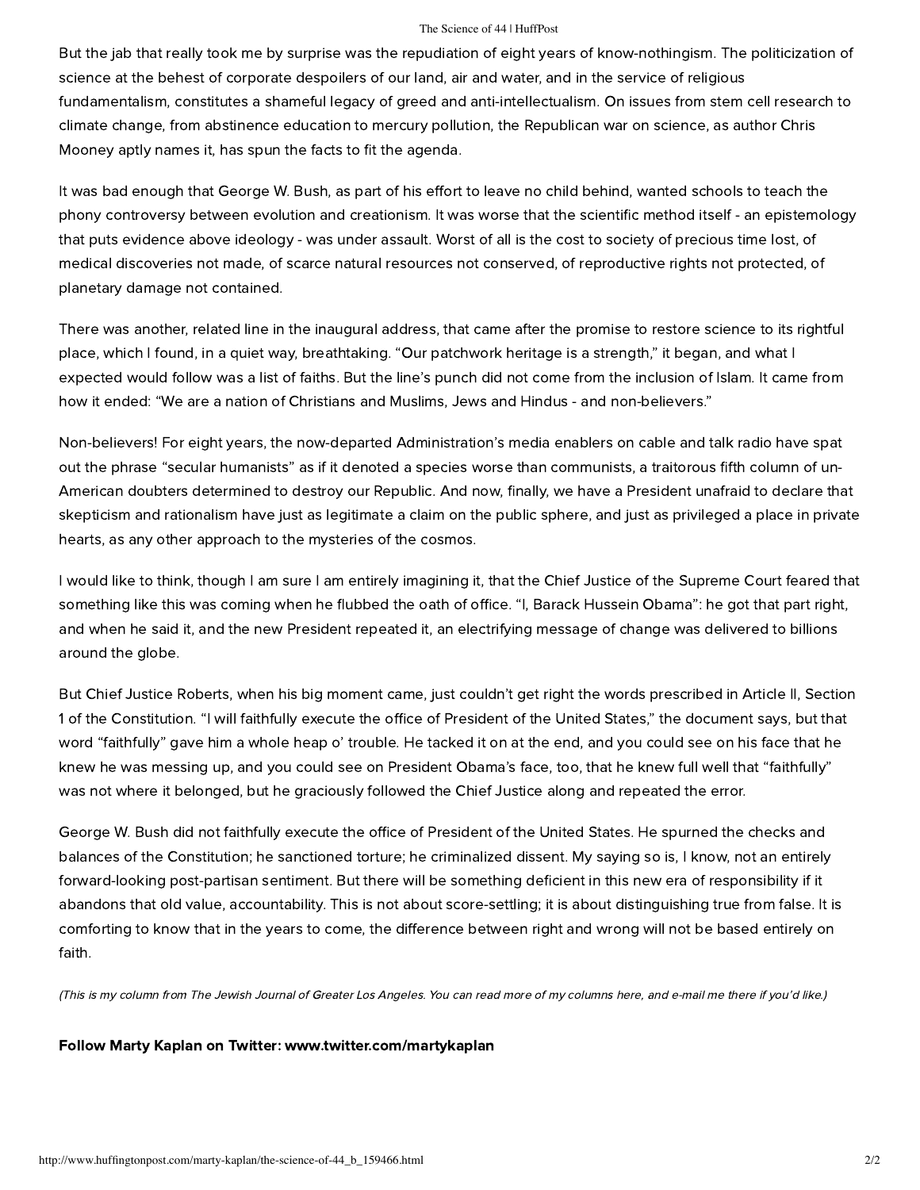But the jab that really took me by surprise was the repudiation of eight years of know-nothingism. The politicization of science at the behest of corporate despoilers of our land, air and water, and in the service of religious fundamentalism, constitutes a shameful legacy of greed and anti-intellectualism. On issues from stem cell research to climate change, from abstinence education to mercury pollution, the Republican war on science, as author Chris Mooney aptly names it, has spun the facts to fit the agenda.

It was bad enough that George W. Bush, as part of his effort to leave no child behind, wanted schools to teach the phony controversy between evolution and creationism. It was worse that the scientific method itself - an epistemology that puts evidence above ideology - was under assault. Worst of all is the cost to society of precious time lost, of medical discoveries not made, of scarce natural resources not conserved, of reproductive rights not protected, of planetary damage not contained.

There was another, related line in the inaugural address, that came after the promise to restore science to its rightful place, which I found, in a quiet way, breathtaking. "Our patchwork heritage is a strength," it began, and what I expected would follow was a list of faiths. But the line's punch did not come from the inclusion of Islam. It came from how it ended: "We are a nation of Christians and Muslims, Jews and Hindus - and non-believers."

Non-believers! For eight years, the now-departed Administration's media enablers on cable and talk radio have spat out the phrase "secular humanists" as if it denoted a species worse than communists, a traitorous fifth column of un-American doubters determined to destroy our Republic. And now, finally, we have a President unafraid to declare that skepticism and rationalism have just as legitimate a claim on the public sphere, and just as privileged a place in private hearts, as any other approach to the mysteries of the cosmos.

I would like to think, though I am sure I am entirely imagining it, that the Chief Justice of the Supreme Court feared that something like this was coming when he flubbed the oath of office. "I, Barack Hussein Obama": he got that part right, and when he said it, and the new President repeated it, an electrifying message of change was delivered to billions around the globe.

But Chief Justice Roberts, when his big moment came, just couldn't get right the words prescribed in Article II, Section 1 of the Constitution. "I will faithfully execute the office of President of the United States," the document says, but that word "faithfully" gave him a whole heap o' trouble. He tacked it on at the end, and you could see on his face that he knew he was messing up, and you could see on President Obama's face, too, that he knew full well that "faithfully" was not where it belonged, but he graciously followed the Chief Justice along and repeated the error.

George W. Bush did not faithfully execute the office of President of the United States. He spurned the checks and balances of the Constitution; he sanctioned torture; he criminalized dissent. My saying so is, I know, not an entirely forward-looking post-partisan sentiment. But there will be something deficient in this new era of responsibility if it abandons that old value, accountability. This is not about score-settling; it is about distinguishing true from false. It is comforting to know that in the years to come, the difference between right and wrong will not be based entirely on faith.

*(This is my column from The Jewish Journal of Greater Los Angeles. You can read more of my columns here, and e-mail me there if you'd like.)*

**Follow Marty Kaplan on Twitter: www.twitter.com/martykaplan**